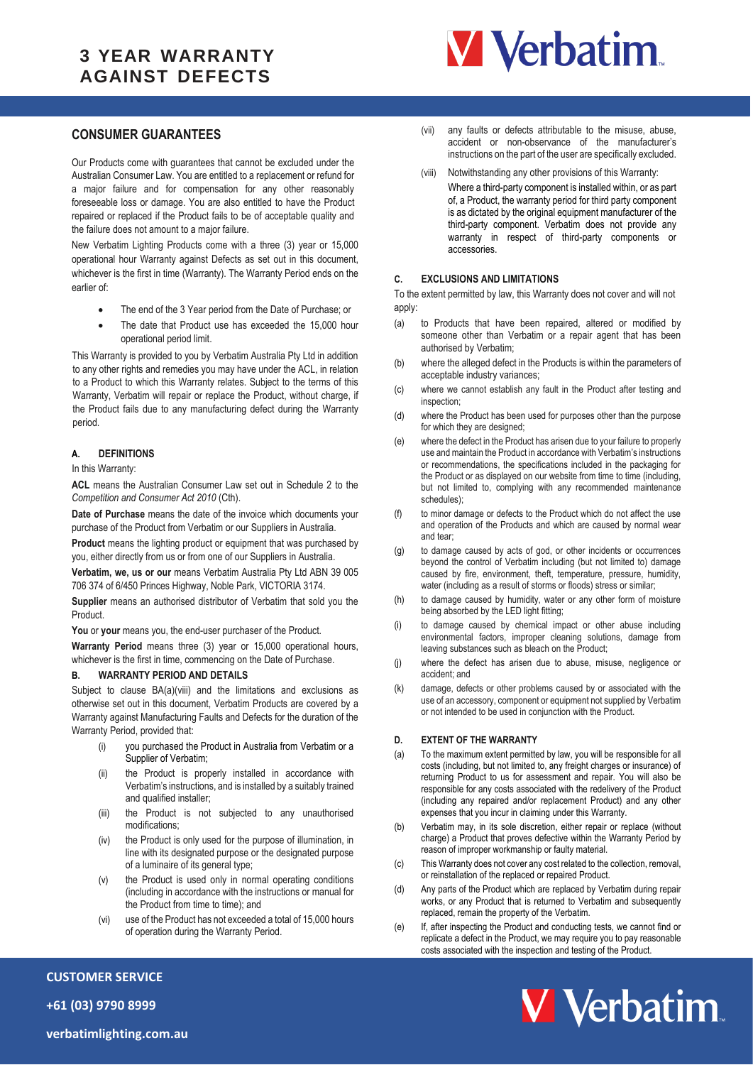# 3 YEAR WARRANTY AGAINST DEFECTS

## CONSUMER GUARANTEES

Our Products come with guarantees that cannot be excluded under the Australian Consumer Law. You are entitled to a replacement or refund for a major failure and for compensation for any other reasonably foreseeable loss or damage. You are also entitled to have the Product repaired or replaced if the Product fails to be of acceptable quality and the failure does not amount to a major failure.

New Verbatim Lighting Products come with a three (3) year or 15,000 operational hour Warranty against Defects as set out in this document, whichever is the first in time (Warranty). The Warranty Period ends on the earlier of:

- The end of the 3 Year period from the Date of Purchase; or
- The date that Product use has exceeded the 15,000 hour operational period limit.

This Warranty is provided to you by Verbatim Australia Pty Ltd in addition to any other rights and remedies you may have under the ACL, in relation to a Product to which this Warranty relates. Subject to the terms of this Warranty, Verbatim will repair or replace the Product, without charge, if the Product fails due to any manufacturing defect during the Warranty period.

### A. DEFINITIONS

In this Warranty:

**ACL** means the Australian Consumer Law set out in Schedule 2 to the *Competition and Consumer Act 2010* (Cth).

**Date of Purchase** means the date of the invoice which documents your purchase of the Product from Verbatim or our Suppliers in Australia.

**Product** means the lighting product or equipment that was purchased by you, either directly from us or from one of our Suppliers in Australia.

**Verbatim, we, us or our** means Verbatim Australia Pty Ltd ABN 39 005 706 374 of 6/450 Princes Highway, Noble Park, VICTORIA 3174.

**Supplier** means an authorised distributor of Verbatim that sold you the Product.

**You** or **your** means you, the end-user purchaser of the Product.

**Warranty Period** means three (3) year or 15,000 operational hours, whichever is the first in time, commencing on the Date of Purchase.

### B. WARRANTY PERIOD AND DETAILS

Subject to clause BA(a)(viii) and the limitations and exclusions as otherwise set out in this document, Verbatim Products are covered by a Warranty against Manufacturing Faults and Defects for the duration of the Warranty Period, provided that:

(i) you purchased the Product in Australia from Verbatim or a Supplier of Verbatim;

(ii) the Product is properly installed in accordance with Verbatim's instructions, and is installed by a suitably trained and qualified installer;

(iii) the Product is not subjected to any unauthorised modifications;

(iv) the Product is only used for the purpose of illumination, in line with its designated purpose or the designated purpose of a luminaire of its general type;

(v) the Product is used only in normal operating conditions (including in accordance with the instructions or manual for the Product from time to time); and

(vi) use of the Product has not exceeded a total of 15,000 hours of operation during the Warranty Period.

(vii) any faults or defects attributable to the misuse, abuse, accident or non-observance of the manufacturer's instructions on the part of the user are specifically excluded.

(viii) Notwithstanding any other provisions of this Warranty:
Where a third-party component is installed within, or as part of, a Product, the warranty period for third party component is as dictated by the original equipment manufacturer of the third-party component. Verbatim does not provide any warranty in respect of third-party components or accessories.

### C. EXCLUSIONS AND LIMITATIONS

To the extent permitted by law, this Warranty does not cover and will not apply:

(a) to Products that have been repaired, altered or modified by someone other than Verbatim or a repair agent that has been authorised by Verbatim;

(b) where the alleged defect in the Products is within the parameters of acceptable industry variances;

(c) where we cannot establish any fault in the Product after testing and inspection;

(d) where the Product has been used for purposes other than the purpose for which they are designed;

(e) where the defect in the Product has arisen due to your failure to properly use and maintain the Product in accordance with Verbatim's instructions or recommendations, the specifications included in the packaging for the Product or as displayed on our website from time to time (including, but not limited to, complying with any recommended maintenance schedules);

(f) to minor damage or defects to the Product which do not affect the use and operation of the Products and which are caused by normal wear and tear;

(g) to damage caused by acts of god, or other incidents or occurrences beyond the control of Verbatim including (but not limited to) damage caused by fire, environment, theft, temperature, pressure, humidity, water (including as a result of storms or floods) stress or similar;

(h) to damage caused by humidity, water or any other form of moisture being absorbed by the LED light fitting;

(i) to damage caused by chemical impact or other abuse including environmental factors, improper cleaning solutions, damage from leaving substances such as bleach on the Product;

(j) where the defect has arisen due to abuse, misuse, negligence or accident; and

(k) damage, defects or other problems caused by or associated with the use of an accessory, component or equipment not supplied by Verbatim or not intended to be used in conjunction with the Product.

### D. EXTENT OF THE WARRANTY

(a) To the maximum extent permitted by law, you will be responsible for all costs (including, but not limited to, any freight charges or insurance) of returning Product to us for assessment and repair. You will also be responsible for any costs associated with the redelivery of the Product (including any repaired and/or replacement Product) and any other expenses that you incur in claiming under this Warranty.

(b) Verbatim may, in its sole discretion, either repair or replace (without charge) a Product that proves defective within the Warranty Period by reason of improper workmanship or faulty material.

(c) This Warranty does not cover any cost related to the collection, removal, or reinstallation of the replaced or repaired Product.

(d) Any parts of the Product which are replaced by Verbatim during repair works, or any Product that is returned to Verbatim and subsequently replaced, remain the property of the Verbatim.

(e) If, after inspecting the Product and conducting tests, we cannot find or replicate a defect in the Product, we may require you to pay reasonable costs associated with the inspection and testing of the Product.

**CUSTOMER SERVICE**

**+61 (03) 9790 8999**

**verbatimlighting.com.au**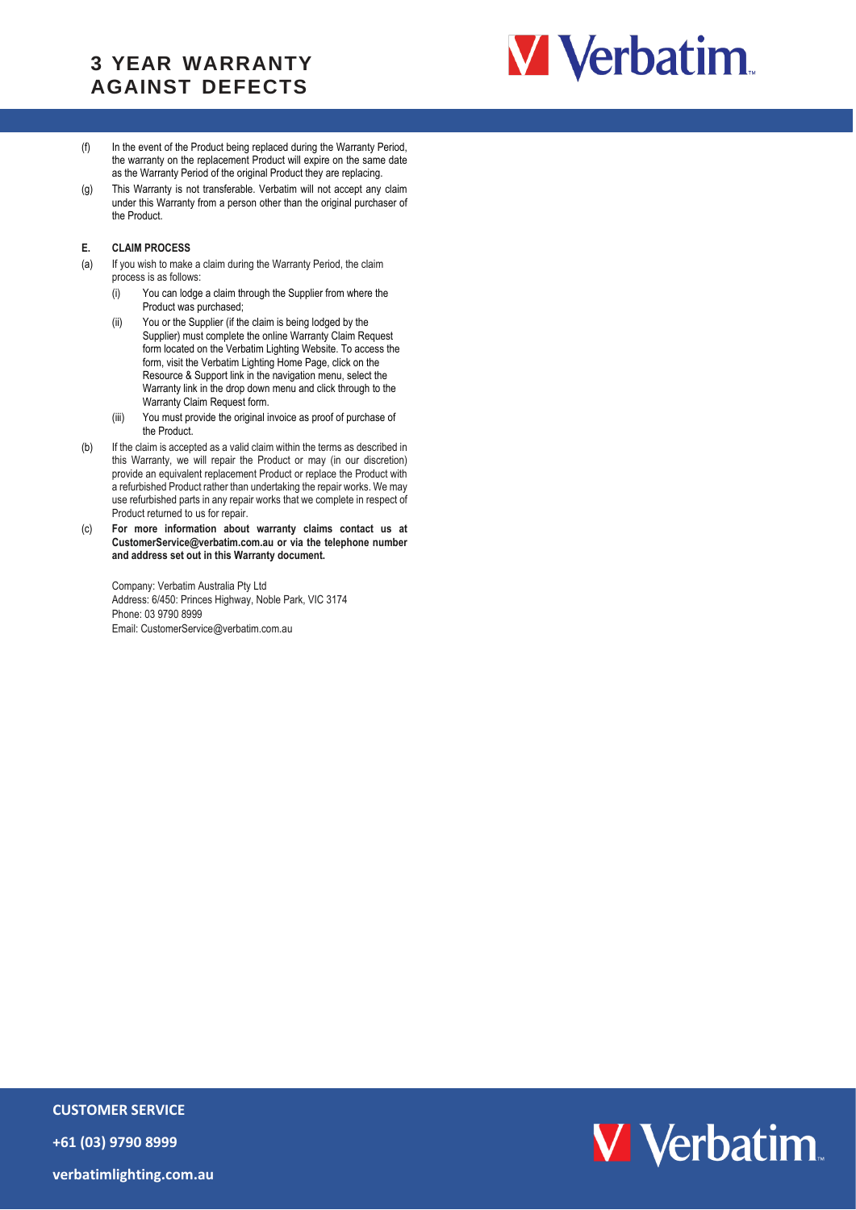(f) In the event of the Product being replaced during the Warranty Period, the warranty on the replacement Product will expire on the same date as the Warranty Period of the original Product they are replacing.

(g) This Warranty is not transferable. Verbatim will not accept any claim under this Warranty from a person other than the original purchaser of the Product.

**E. CLAIM PROCESS**

(a) If you wish to make a claim during the Warranty Period, the claim process is as follows:

  (i) You can lodge a claim through the Supplier from where the Product was purchased;

  (ii) You or the Supplier (if the claim is being lodged by the Supplier) must complete the online Warranty Claim Request form located on the Verbatim Lighting Website. To access the form, visit the Verbatim Lighting Home Page, click on the Resource & Support link in the navigation menu, select the Warranty link in the drop down menu and click through to the Warranty Claim Request form.

  (iii) You must provide the original invoice as proof of purchase of the Product.

(b) If the claim is accepted as a valid claim within the terms as described in this Warranty, we will repair the Product or may (in our discretion) provide an equivalent replacement Product or replace the Product with a refurbished Product rather than undertaking the repair works. We may use refurbished parts in any repair works that we complete in respect of Product returned to us for repair.

(c) **For more information about warranty claims contact us at CustomerService@verbatim.com.au or via the telephone number and address set out in this Warranty document.**

Company: Verbatim Australia Pty Ltd
Address: 6/450: Princes Highway, Noble Park, VIC 3174
Phone: 03 9790 8999
Email: CustomerService@verbatim.com.au

**CUSTOMER SERVICE**

**+61 (03) 9790 8999**

**verbatimlighting.com.au**